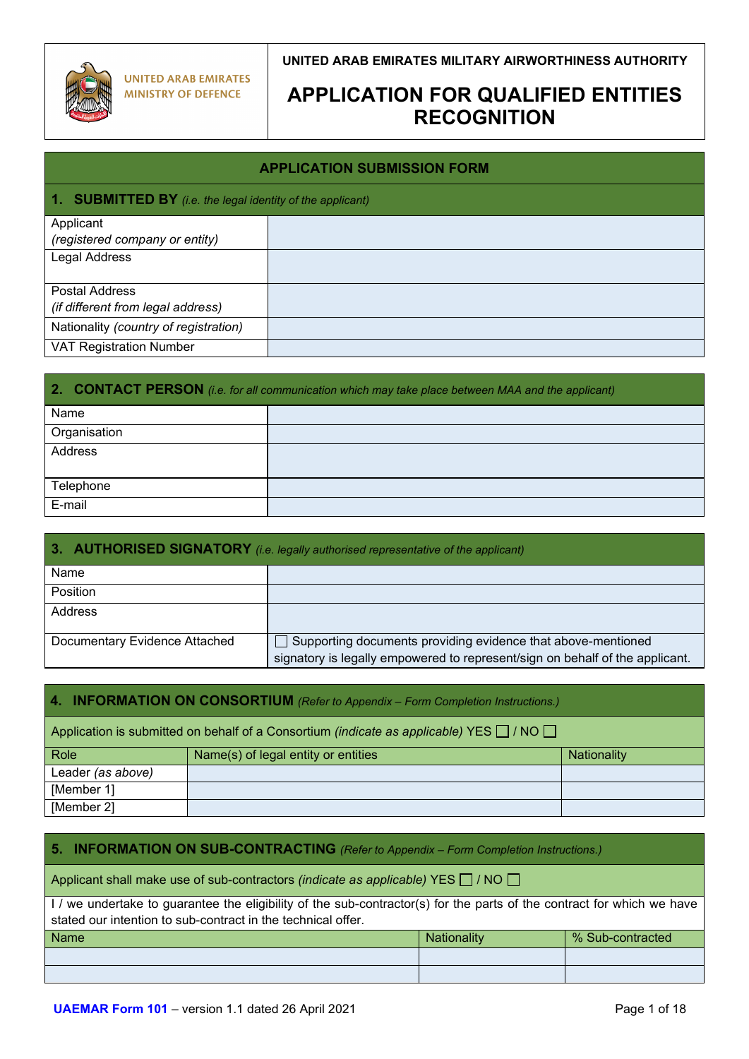UNITED ARAB EMIRATES MINISTRY OF DEFENCE

**UNITED ARAB EMIRATES MILITARY AIRWORTHINESS AUTHORITY**

# APPLICATION FOR QUALIFIED ENTITIES RECOGNITION

## APPLICATION SUBMISSION FORM

| **1. SUBMITTED BY** *(i.e. the legal identity of the applicant)* | |
|---|---|
| Applicant *(registered company or entity)* | |
| Legal Address | |
| Postal Address *(if different from legal address)* | |
| Nationality *(country of registration)* | |
| VAT Registration Number | |

| **2. CONTACT PERSON** *(i.e. for all communication which may take place between MAA and the applicant)* | |
|---|---|
| Name | |
| Organisation | |
| Address | |
| Telephone | |
| E-mail | |

| **3. AUTHORISED SIGNATORY** *(i.e. legally authorised representative of the applicant)* | |
|---|---|
| Name | |
| Position | |
| Address | |
| Documentary Evidence Attached | ☐ Supporting documents providing evidence that above-mentioned signatory is legally empowered to represent/sign on behalf of the applicant. |

| **4. INFORMATION ON CONSORTIUM** *(Refer to Appendix – Form Completion Instructions.)* | | |
|---|---|---|
| Application is submitted on behalf of a Consortium *(indicate as applicable)* YES ☐ / NO ☐ | | |
| Role | Name(s) of legal entity or entities | Nationality |
| Leader *(as above)* | | |
| [Member 1] | | |
| [Member 2] | | |

| **5. INFORMATION ON SUB-CONTRACTING** *(Refer to Appendix – Form Completion Instructions.)* | | |
|---|---|---|
| Applicant shall make use of sub-contractors *(indicate as applicable)* YES ☐ / NO ☐ | | |
| I / we undertake to guarantee the eligibility of the sub-contractor(s) for the parts of the contract for which we have stated our intention to sub-contract in the technical offer. | | |
| Name | Nationality | % Sub-contracted |
| | | |
| | | |

**UAEMAR Form 101** – version 1.1 dated 26 April 2021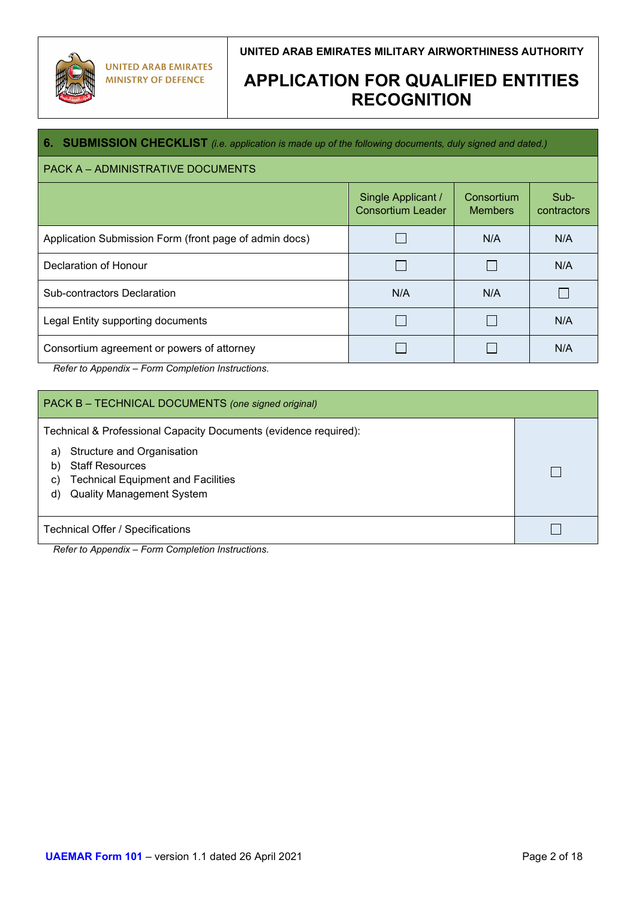UNITED ARAB EMIRATES MINISTRY OF DEFENCE

**UNITED ARAB EMIRATES MILITARY AIRWORTHINESS AUTHORITY**

# APPLICATION FOR QUALIFIED ENTITIES RECOGNITION

## 6. SUBMISSION CHECKLIST *(i.e. application is made up of the following documents, duly signed and dated.)*

**PACK A – ADMINISTRATIVE DOCUMENTS**

| | Single Applicant / Consortium Leader | Consortium Members | Sub-contractors |
|---|---|---|---|
| Application Submission Form (front page of admin docs) | ☐ | N/A | N/A |
| Declaration of Honour | ☐ | ☐ | N/A |
| Sub-contractors Declaration | N/A | N/A | ☐ |
| Legal Entity supporting documents | ☐ | ☐ | N/A |
| Consortium agreement or powers of attorney | ☐ | ☐ | N/A |

*Refer to Appendix – Form Completion Instructions.*

**PACK B – TECHNICAL DOCUMENTS** *(one signed original)*

| | |
|---|---|
| Technical & Professional Capacity Documents (evidence required): a) Structure and Organisation b) Staff Resources c) Technical Equipment and Facilities d) Quality Management System | ☐ |
| Technical Offer / Specifications | ☐ |

*Refer to Appendix – Form Completion Instructions.*

**UAEMAR Form 101** – version 1.1 dated 26 April 2021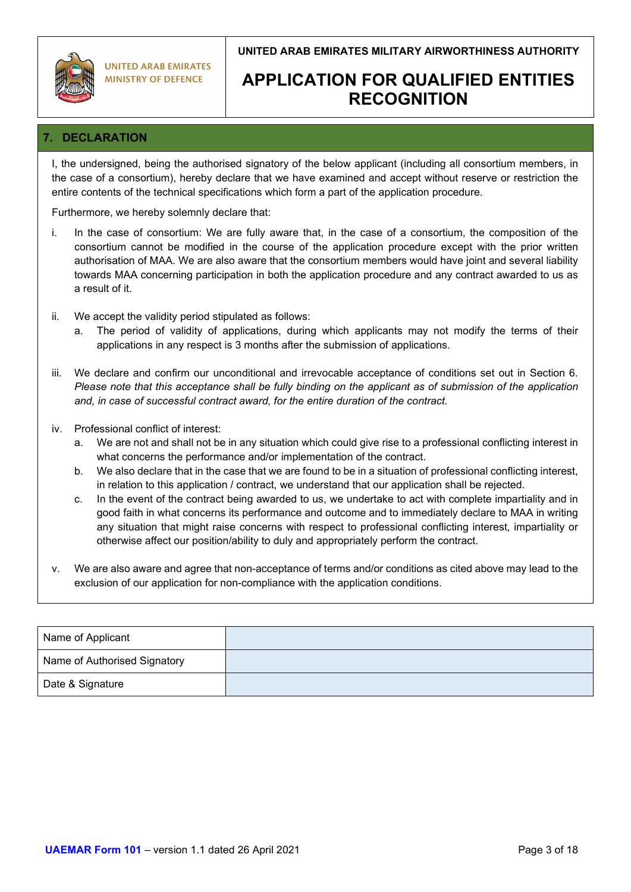## 7. DECLARATION

I, the undersigned, being the authorised signatory of the below applicant (including all consortium members, in the case of a consortium), hereby declare that we have examined and accept without reserve or restriction the entire contents of the technical specifications which form a part of the application procedure.

Furthermore, we hereby solemnly declare that:

i. In the case of consortium: We are fully aware that, in the case of a consortium, the composition of the consortium cannot be modified in the course of the application procedure except with the prior written authorisation of MAA. We are also aware that the consortium members would have joint and several liability towards MAA concerning participation in both the application procedure and any contract awarded to us as a result of it.

ii. We accept the validity period stipulated as follows:
   a. The period of validity of applications, during which applicants may not modify the terms of their applications in any respect is 3 months after the submission of applications.

iii. We declare and confirm our unconditional and irrevocable acceptance of conditions set out in Section 6. *Please note that this acceptance shall be fully binding on the applicant as of submission of the application and, in case of successful contract award, for the entire duration of the contract.*

iv. Professional conflict of interest:
   a. We are not and shall not be in any situation which could give rise to a professional conflicting interest in what concerns the performance and/or implementation of the contract.
   b. We also declare that in the case that we are found to be in a situation of professional conflicting interest, in relation to this application / contract, we understand that our application shall be rejected.
   c. In the event of the contract being awarded to us, we undertake to act with complete impartiality and in good faith in what concerns its performance and outcome and to immediately declare to MAA in writing any situation that might raise concerns with respect to professional conflicting interest, impartiality or otherwise affect our position/ability to duly and appropriately perform the contract.

v. We are also aware and agree that non-acceptance of terms and/or conditions as cited above may lead to the exclusion of our application for non-compliance with the application conditions.

| Name of Applicant | |
|---|---|
| Name of Authorised Signatory | |
| Date & Signature | |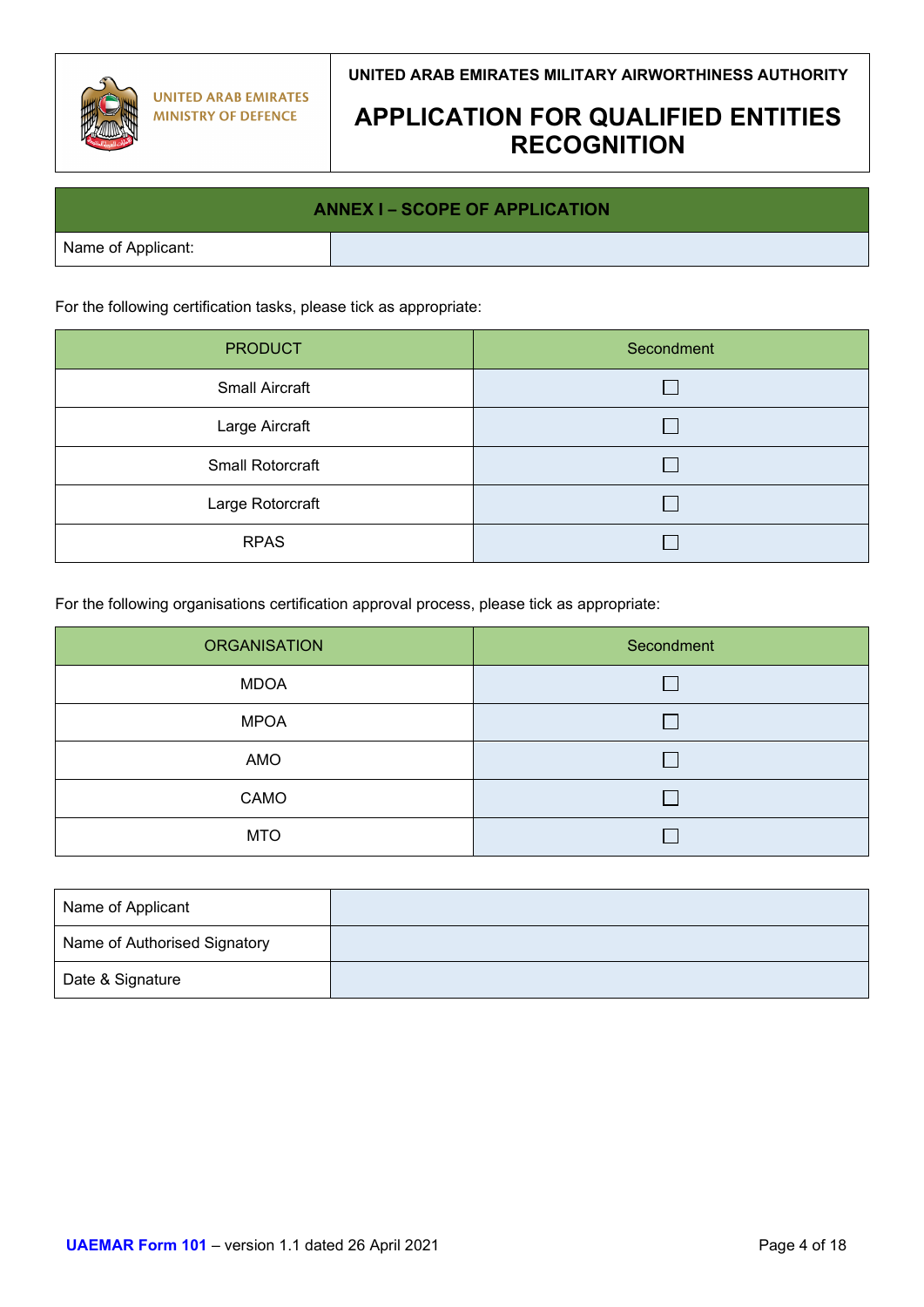UNITED ARAB EMIRATES MINISTRY OF DEFENCE

**UNITED ARAB EMIRATES MILITARY AIRWORTHINESS AUTHORITY**

# APPLICATION FOR QUALIFIED ENTITIES RECOGNITION

## ANNEX I – SCOPE OF APPLICATION

| Name of Applicant: | |
|---|---|

For the following certification tasks, please tick as appropriate:

| PRODUCT | Secondment |
|---|---|
| Small Aircraft | ☐ |
| Large Aircraft | ☐ |
| Small Rotorcraft | ☐ |
| Large Rotorcraft | ☐ |
| RPAS | ☐ |

For the following organisations certification approval process, please tick as appropriate:

| ORGANISATION | Secondment |
|---|---|
| MDOA | ☐ |
| MPOA | ☐ |
| AMO | ☐ |
| CAMO | ☐ |
| MTO | ☐ |

| Name of Applicant | |
|---|---|
| Name of Authorised Signatory | |
| Date & Signature | |

**UAEMAR Form 101** – version 1.1 dated 26 April 2021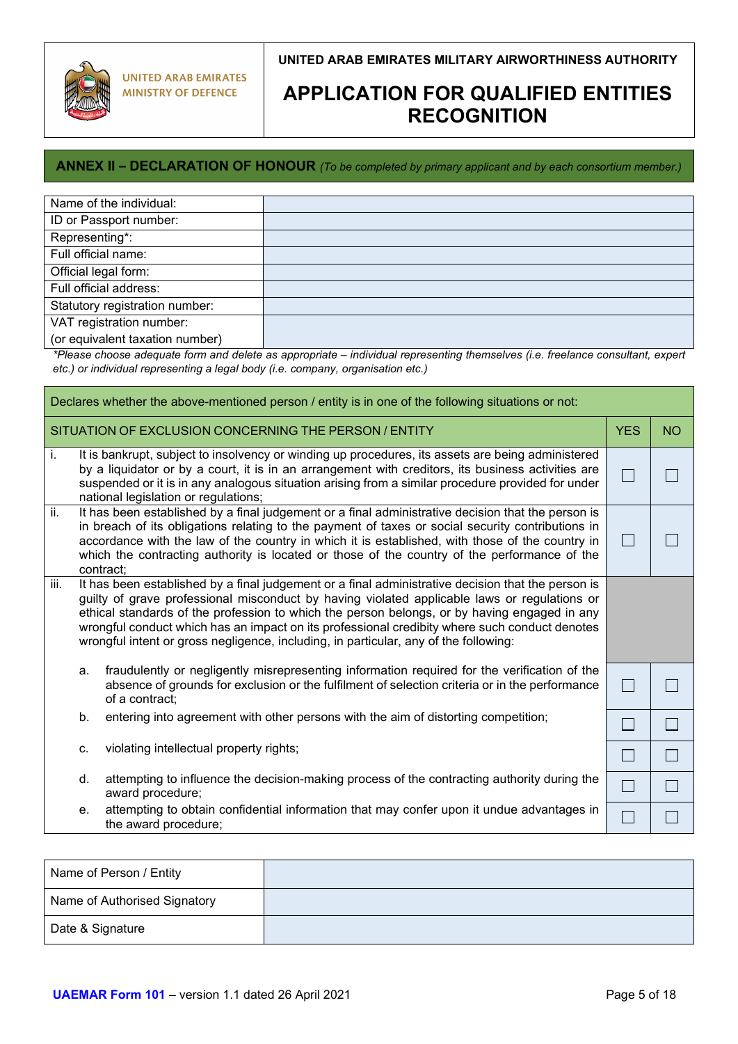UNITED ARAB EMIRATES MINISTRY OF DEFENCE

**UNITED ARAB EMIRATES MILITARY AIRWORTHINESS AUTHORITY**

# APPLICATION FOR QUALIFIED ENTITIES RECOGNITION

## ANNEX II – DECLARATION OF HONOUR *(To be completed by primary applicant and by each consortium member.)*

| | |
|---|---|
| Name of the individual: | |
| ID or Passport number: | |
| Representing*: | |
| Full official name: | |
| Official legal form: | |
| Full official address: | |
| Statutory registration number: | |
| VAT registration number: (or equivalent taxation number) | |

*\*Please choose adequate form and delete as appropriate – individual representing themselves (i.e. freelance consultant, expert etc.) or individual representing a legal body (i.e. company, organisation etc.)*

Declares whether the above-mentioned person / entity is in one of the following situations or not:

| SITUATION OF EXCLUSION CONCERNING THE PERSON / ENTITY | YES | NO |
|---|---|---|
| i. It is bankrupt, subject to insolvency or winding up procedures, its assets are being administered by a liquidator or by a court, it is in an arrangement with creditors, its business activities are suspended or it is in any analogous situation arising from a similar procedure provided for under national legislation or regulations; | ☐ | ☐ |
| ii. It has been established by a final judgement or a final administrative decision that the person is in breach of its obligations relating to the payment of taxes or social security contributions in accordance with the law of the country in which it is established, with those of the country in which the contracting authority is located or those of the country of the performance of the contract; | ☐ | ☐ |
| iii. It has been established by a final judgement or a final administrative decision that the person is guilty of grave professional misconduct by having violated applicable laws or regulations or ethical standards of the profession to which the person belongs, or by having engaged in any wrongful conduct which has an impact on its professional credibity where such conduct denotes wrongful intent or gross negligence, including, in particular, any of the following: | | |
| a. fraudulently or negligently misrepresenting information required for the verification of the absence of grounds for exclusion or the fulfilment of selection criteria or in the performance of a contract; | ☐ | ☐ |
| b. entering into agreement with other persons with the aim of distorting competition; | ☐ | ☐ |
| c. violating intellectual property rights; | ☐ | ☐ |
| d. attempting to influence the decision-making process of the contracting authority during the award procedure; | ☐ | ☐ |
| e. attempting to obtain confidential information that may confer upon it undue advantages in the award procedure; | ☐ | ☐ |

| | |
|---|---|
| Name of Person / Entity | |
| Name of Authorised Signatory | |
| Date & Signature | |

**UAEMAR Form 101** – version 1.1 dated 26 April 2021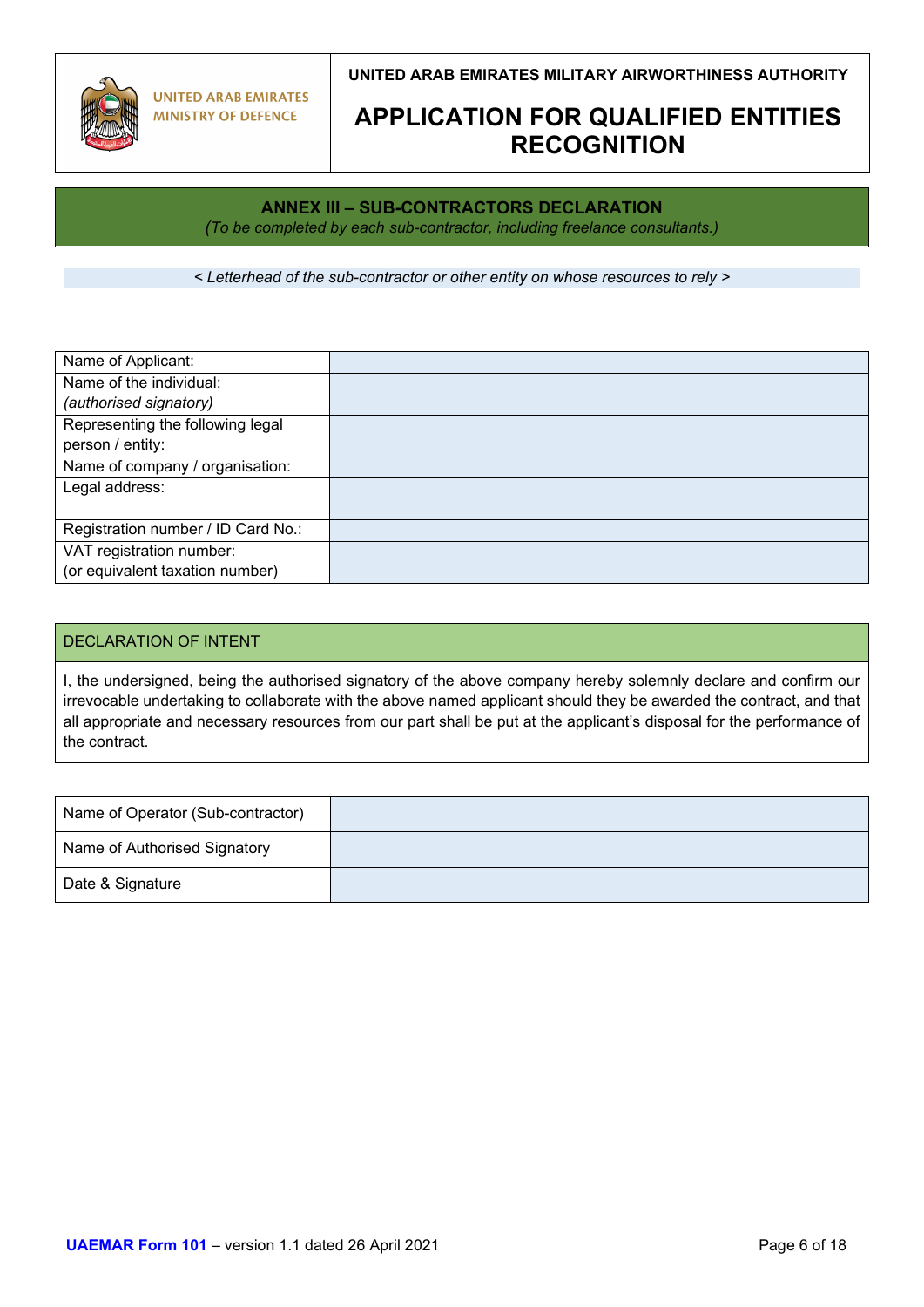UNITED ARAB EMIRATES MINISTRY OF DEFENCE

**UNITED ARAB EMIRATES MILITARY AIRWORTHINESS AUTHORITY**

# APPLICATION FOR QUALIFIED ENTITIES RECOGNITION

## ANNEX III – SUB-CONTRACTORS DECLARATION

*(To be completed by each sub-contractor, including freelance consultants.)*

*< Letterhead of the sub-contractor or other entity on whose resources to rely >*

| | |
|---|---|
| Name of Applicant: | |
| Name of the individual: *(authorised signatory)* | |
| Representing the following legal person / entity: | |
| Name of company / organisation: | |
| Legal address: | |
| Registration number / ID Card No.: | |
| VAT registration number: (or equivalent taxation number) | |

| DECLARATION OF INTENT |
|---|
| I, the undersigned, being the authorised signatory of the above company hereby solemnly declare and confirm our irrevocable undertaking to collaborate with the above named applicant should they be awarded the contract, and that all appropriate and necessary resources from our part shall be put at the applicant's disposal for the performance of the contract. |

| | |
|---|---|
| Name of Operator (Sub-contractor) | |
| Name of Authorised Signatory | |
| Date & Signature | |

**UAEMAR Form 101** – version 1.1 dated 26 April 2021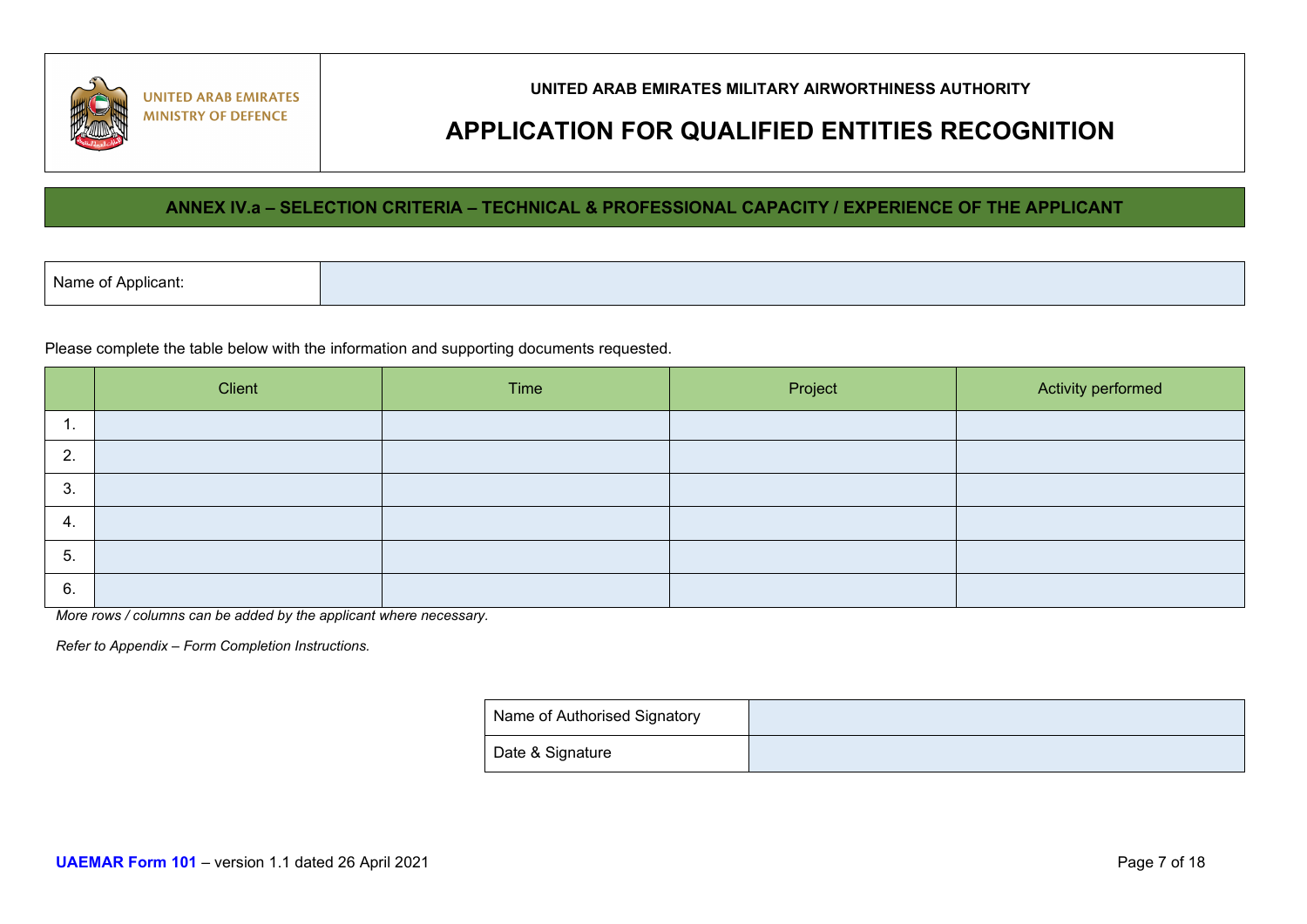UNITED ARAB EMIRATES
MINISTRY OF DEFENCE

**UNITED ARAB EMIRATES MILITARY AIRWORTHINESS AUTHORITY**

# APPLICATION FOR QUALIFIED ENTITIES RECOGNITION

## ANNEX IV.a – SELECTION CRITERIA – TECHNICAL & PROFESSIONAL CAPACITY / EXPERIENCE OF THE APPLICANT

| Name of Applicant: | |
|---|---|

Please complete the table below with the information and supporting documents requested.

| | Client | Time | Project | Activity performed |
|---|---|---|---|---|
| 1. | | | | |
| 2. | | | | |
| 3. | | | | |
| 4. | | | | |
| 5. | | | | |
| 6. | | | | |

*More rows / columns can be added by the applicant where necessary.*

*Refer to Appendix – Form Completion Instructions.*

| Name of Authorised Signatory | |
|---|---|
| Date & Signature | |

**UAEMAR Form 101** – version 1.1 dated 26 April 2021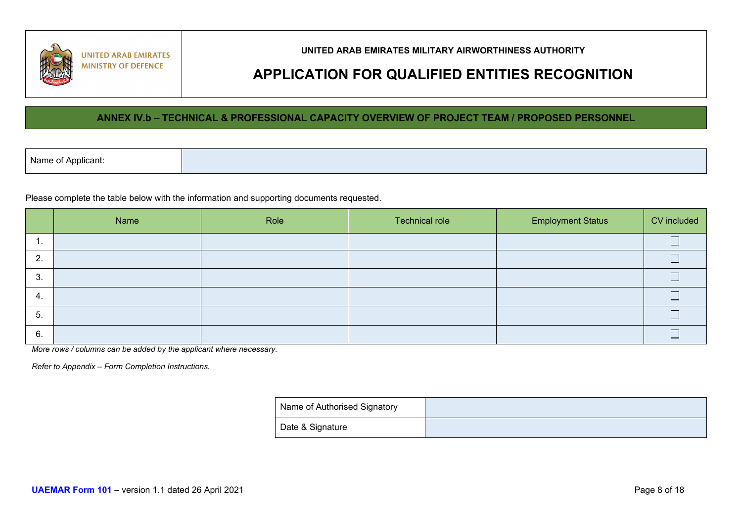UNITED ARAB EMIRATES
MINISTRY OF DEFENCE

UNITED ARAB EMIRATES MILITARY AIRWORTHINESS AUTHORITY

# APPLICATION FOR QUALIFIED ENTITIES RECOGNITION

## ANNEX IV.b – TECHNICAL & PROFESSIONAL CAPACITY OVERVIEW OF PROJECT TEAM / PROPOSED PERSONNEL

| Name of Applicant: | |
|---|---|

Please complete the table below with the information and supporting documents requested.

| | Name | Role | Technical role | Employment Status | CV included |
|---|---|---|---|---|---|
| 1. | | | | | ☐ |
| 2. | | | | | ☐ |
| 3. | | | | | ☐ |
| 4. | | | | | ☐ |
| 5. | | | | | ☐ |
| 6. | | | | | ☐ |

*More rows / columns can be added by the applicant where necessary.*

*Refer to Appendix – Form Completion Instructions.*

| Name of Authorised Signatory | |
|---|---|
| Date & Signature | |

**UAEMAR Form 101** – version 1.1 dated 26 April 2021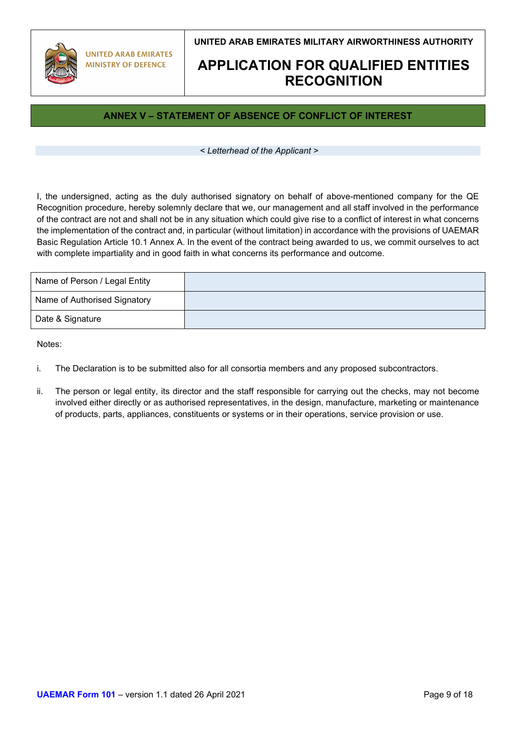## ANNEX V – STATEMENT OF ABSENCE OF CONFLICT OF INTEREST

*< Letterhead of the Applicant >*

I, the undersigned, acting as the duly authorised signatory on behalf of above-mentioned company for the QE Recognition procedure, hereby solemnly declare that we, our management and all staff involved in the performance of the contract are not and shall not be in any situation which could give rise to a conflict of interest in what concerns the implementation of the contract and, in particular (without limitation) in accordance with the provisions of UAEMAR Basic Regulation Article 10.1 Annex A. In the event of the contract being awarded to us, we commit ourselves to act with complete impartiality and in good faith in what concerns its performance and outcome.

| | |
|---|---|
| Name of Person / Legal Entity | |
| Name of Authorised Signatory | |
| Date & Signature | |

Notes:

i. The Declaration is to be submitted also for all consortia members and any proposed subcontractors.

ii. The person or legal entity, its director and the staff responsible for carrying out the checks, may not become involved either directly or as authorised representatives, in the design, manufacture, marketing or maintenance of products, parts, appliances, constituents or systems or in their operations, service provision or use.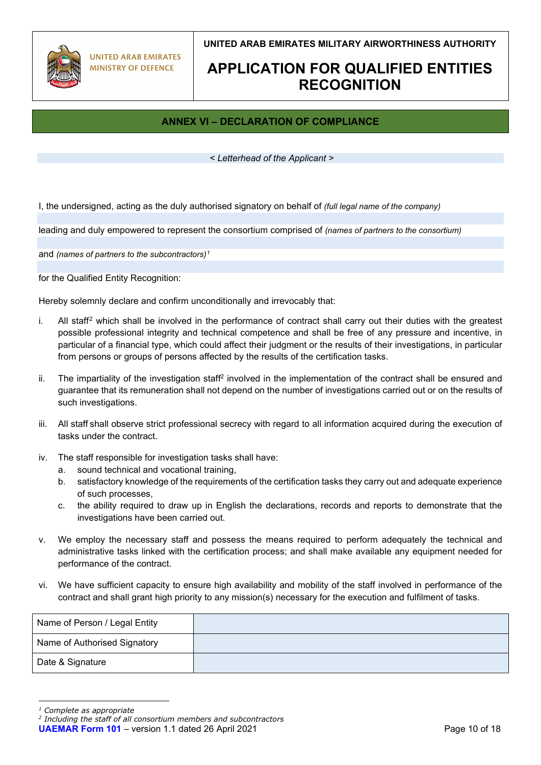UNITED ARAB EMIRATES MINISTRY OF DEFENCE

**UNITED ARAB EMIRATES MILITARY AIRWORTHINESS AUTHORITY**

# APPLICATION FOR QUALIFIED ENTITIES RECOGNITION

## ANNEX VI – DECLARATION OF COMPLIANCE

*< Letterhead of the Applicant >*

I, the undersigned, acting as the duly authorised signatory on behalf of *(full legal name of the company)*

leading and duly empowered to represent the consortium comprised of *(names of partners to the consortium)*

and *(names of partners to the subcontractors)*[1]

for the Qualified Entity Recognition:

Hereby solemnly declare and confirm unconditionally and irrevocably that:

i. All staff[2] which shall be involved in the performance of contract shall carry out their duties with the greatest possible professional integrity and technical competence and shall be free of any pressure and incentive, in particular of a financial type, which could affect their judgment or the results of their investigations, in particular from persons or groups of persons affected by the results of the certification tasks.

ii. The impartiality of the investigation staff[2] involved in the implementation of the contract shall be ensured and guarantee that its remuneration shall not depend on the number of investigations carried out or on the results of such investigations.

iii. All staff shall observe strict professional secrecy with regard to all information acquired during the execution of tasks under the contract.

iv. The staff responsible for investigation tasks shall have:
   a. sound technical and vocational training,
   b. satisfactory knowledge of the requirements of the certification tasks they carry out and adequate experience of such processes,
   c. the ability required to draw up in English the declarations, records and reports to demonstrate that the investigations have been carried out.

v. We employ the necessary staff and possess the means required to perform adequately the technical and administrative tasks linked with the certification process; and shall make available any equipment needed for performance of the contract.

vi. We have sufficient capacity to ensure high availability and mobility of the staff involved in performance of the contract and shall grant high priority to any mission(s) necessary for the execution and fulfilment of tasks.

| Name of Person / Legal Entity | |
|---|---|
| Name of Authorised Signatory | |
| Date & Signature | |

[1] *Complete as appropriate*
[2] *Including the staff of all consortium members and subcontractors*

**UAEMAR Form 101** – version 1.1 dated 26 April 2021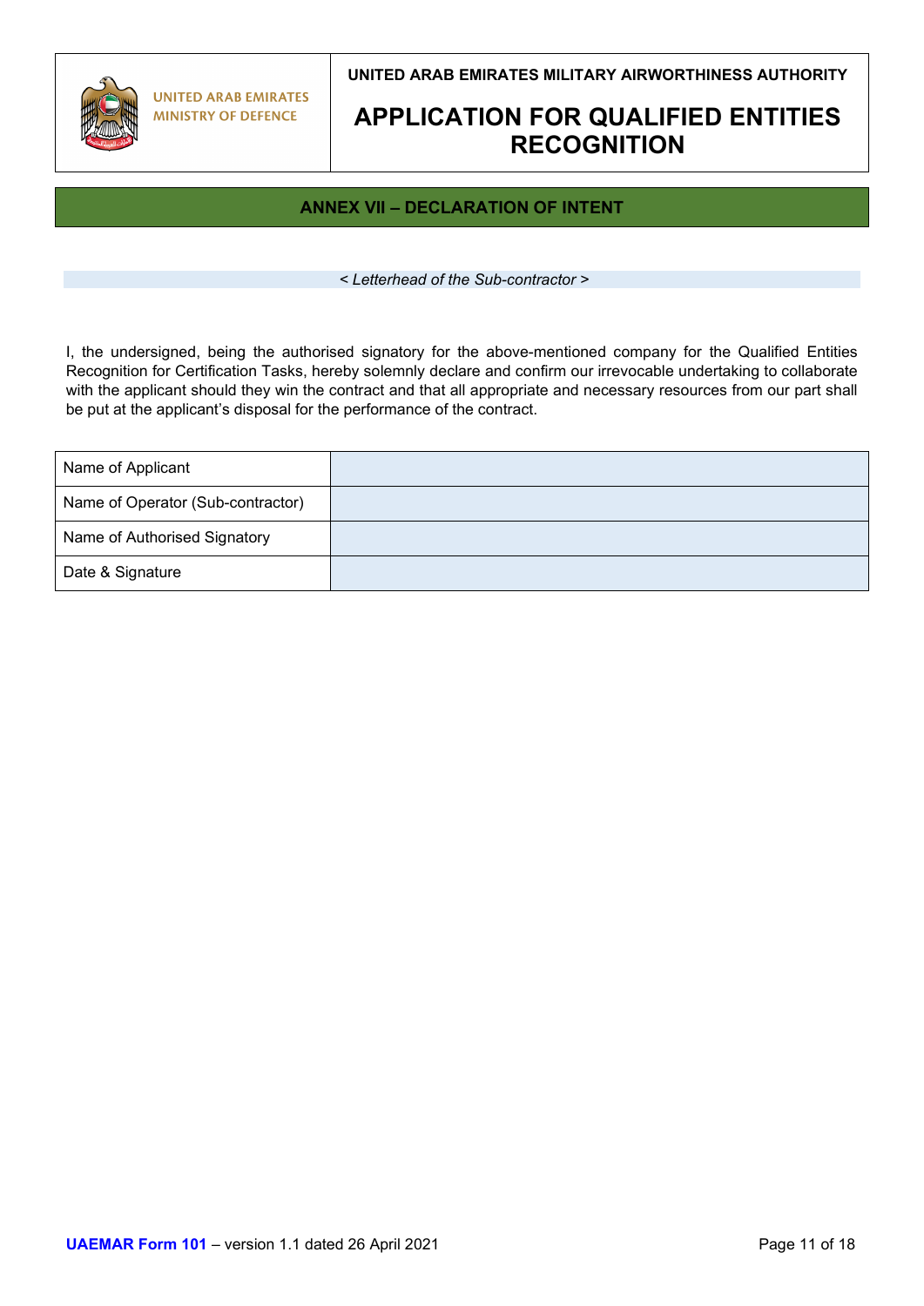UNITED ARAB EMIRATES
MINISTRY OF DEFENCE

**UNITED ARAB EMIRATES MILITARY AIRWORTHINESS AUTHORITY**

# APPLICATION FOR QUALIFIED ENTITIES RECOGNITION

## ANNEX VII – DECLARATION OF INTENT

*< Letterhead of the Sub-contractor >*

I, the undersigned, being the authorised signatory for the above-mentioned company for the Qualified Entities Recognition for Certification Tasks, hereby solemnly declare and confirm our irrevocable undertaking to collaborate with the applicant should they win the contract and that all appropriate and necessary resources from our part shall be put at the applicant's disposal for the performance of the contract.

| | |
|---|---|
| Name of Applicant | |
| Name of Operator (Sub-contractor) | |
| Name of Authorised Signatory | |
| Date & Signature | |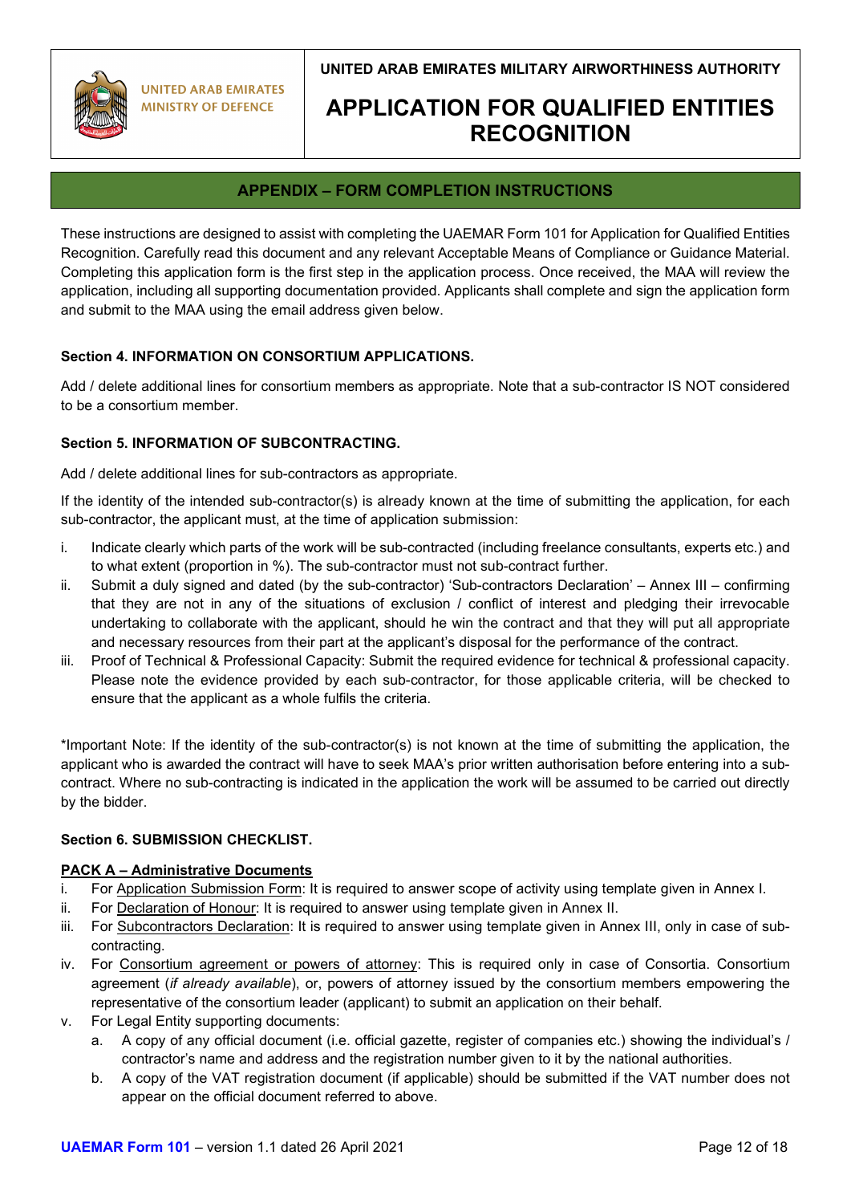UNITED ARAB EMIRATES MINISTRY OF DEFENCE

UNITED ARAB EMIRATES MILITARY AIRWORTHINESS AUTHORITY

# APPLICATION FOR QUALIFIED ENTITIES RECOGNITION

## APPENDIX – FORM COMPLETION INSTRUCTIONS

These instructions are designed to assist with completing the UAEMAR Form 101 for Application for Qualified Entities Recognition. Carefully read this document and any relevant Acceptable Means of Compliance or Guidance Material. Completing this application form is the first step in the application process. Once received, the MAA will review the application, including all supporting documentation provided. Applicants shall complete and sign the application form and submit to the MAA using the email address given below.

### Section 4. INFORMATION ON CONSORTIUM APPLICATIONS.

Add / delete additional lines for consortium members as appropriate. Note that a sub-contractor IS NOT considered to be a consortium member.

### Section 5. INFORMATION OF SUBCONTRACTING.

Add / delete additional lines for sub-contractors as appropriate.

If the identity of the intended sub-contractor(s) is already known at the time of submitting the application, for each sub-contractor, the applicant must, at the time of application submission:

i. Indicate clearly which parts of the work will be sub-contracted (including freelance consultants, experts etc.) and to what extent (proportion in %). The sub-contractor must not sub-contract further.
ii. Submit a duly signed and dated (by the sub-contractor) 'Sub-contractors Declaration' – Annex III – confirming that they are not in any of the situations of exclusion / conflict of interest and pledging their irrevocable undertaking to collaborate with the applicant, should he win the contract and that they will put all appropriate and necessary resources from their part at the applicant's disposal for the performance of the contract.
iii. Proof of Technical & Professional Capacity: Submit the required evidence for technical & professional capacity. Please note the evidence provided by each sub-contractor, for those applicable criteria, will be checked to ensure that the applicant as a whole fulfils the criteria.

*Important Note: If the identity of the sub-contractor(s) is not known at the time of submitting the application, the applicant who is awarded the contract will have to seek MAA's prior written authorisation before entering into a sub-contract. Where no sub-contracting is indicated in the application the work will be assumed to be carried out directly by the bidder.

### Section 6. SUBMISSION CHECKLIST.

**PACK A – Administrative Documents**

i. For Application Submission Form: It is required to answer scope of activity using template given in Annex I.
ii. For Declaration of Honour: It is required to answer using template given in Annex II.
iii. For Subcontractors Declaration: It is required to answer using template given in Annex III, only in case of sub-contracting.
iv. For Consortium agreement or powers of attorney: This is required only in case of Consortia. Consortium agreement (*if already available*), or, powers of attorney issued by the consortium members empowering the representative of the consortium leader (applicant) to submit an application on their behalf.
v. For Legal Entity supporting documents:
   a. A copy of any official document (i.e. official gazette, register of companies etc.) showing the individual's / contractor's name and address and the registration number given to it by the national authorities.
   b. A copy of the VAT registration document (if applicable) should be submitted if the VAT number does not appear on the official document referred to above.

**UAEMAR Form 101** – version 1.1 dated 26 April 2021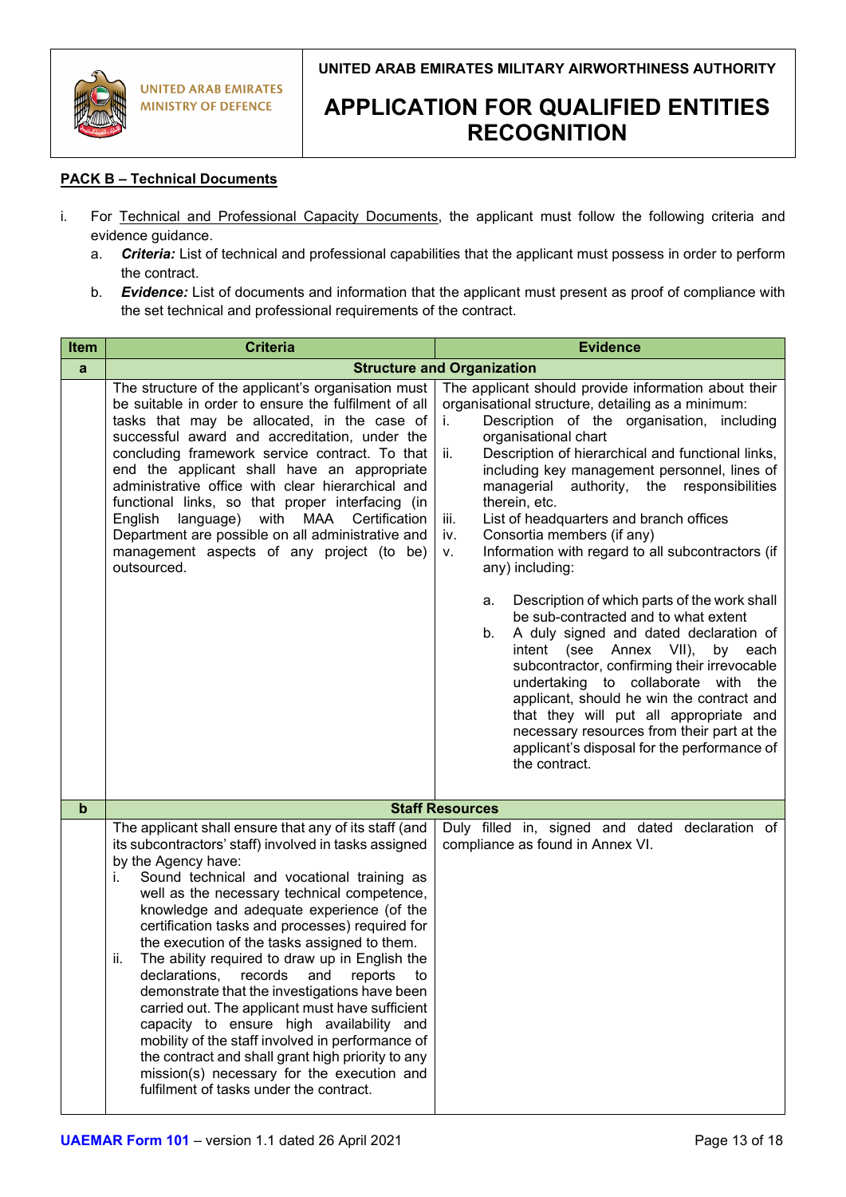**PACK B – Technical Documents**

i. For Technical and Professional Capacity Documents, the applicant must follow the following criteria and evidence guidance.
   a. ***Criteria:*** List of technical and professional capabilities that the applicant must possess in order to perform the contract.
   b. ***Evidence:*** List of documents and information that the applicant must present as proof of compliance with the set technical and professional requirements of the contract.

| Item | Criteria | Evidence |
|---|---|---|
| **a** | **Structure and Organization** | |
| | The structure of the applicant's organisation must be suitable in order to ensure the fulfilment of all tasks that may be allocated, in the case of successful award and accreditation, under the concluding framework service contract. To that end the applicant shall have an appropriate administrative office with clear hierarchical and functional links, so that proper interfacing (in English language) with MAA Certification Department are possible on all administrative and management aspects of any project (to be) outsourced. | The applicant should provide information about their organisational structure, detailing as a minimum:<br>i. Description of the organisation, including organisational chart<br>ii. Description of hierarchical and functional links, including key management personnel, lines of managerial authority, the responsibilities therein, etc.<br>iii. List of headquarters and branch offices<br>iv. Consortia members (if any)<br>v. Information with regard to all subcontractors (if any) including:<br>a. Description of which parts of the work shall be sub-contracted and to what extent<br>b. A duly signed and dated declaration of intent (see Annex VII), by each subcontractor, confirming their irrevocable undertaking to collaborate with the applicant, should he win the contract and that they will put all appropriate and necessary resources from their part at the applicant's disposal for the performance of the contract. |
| **b** | **Staff Resources** | |
| | The applicant shall ensure that any of its staff (and its subcontractors' staff) involved in tasks assigned by the Agency have:<br>i. Sound technical and vocational training as well as the necessary technical competence, knowledge and adequate experience (of the certification tasks and processes) required for the execution of the tasks assigned to them.<br>ii. The ability required to draw up in English the declarations, records and reports to demonstrate that the investigations have been carried out. The applicant must have sufficient capacity to ensure high availability and mobility of the staff involved in performance of the contract and shall grant high priority to any mission(s) necessary for the execution and fulfilment of tasks under the contract. | Duly filled in, signed and dated declaration of compliance as found in Annex VI. |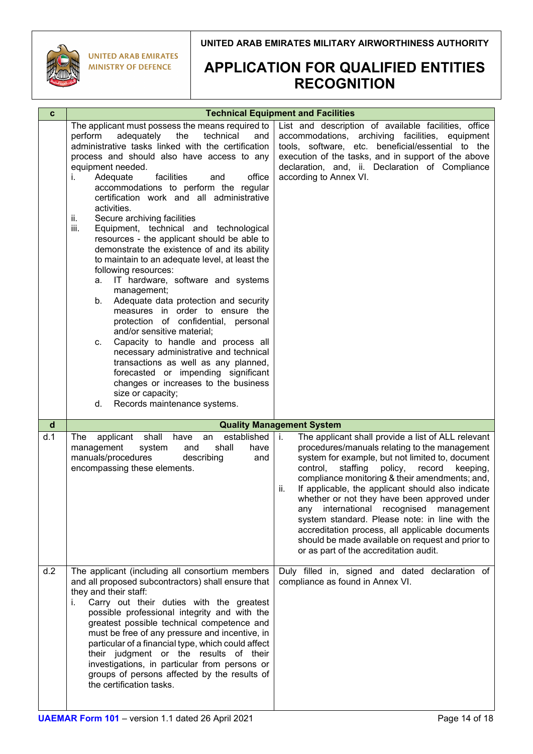| c | Technical Equipment and Facilities | |
|---|---|---|
| | The applicant must possess the means required to perform adequately the technical and administrative tasks linked with the certification process and should also have access to any equipment needed.<br>i. Adequate facilities and office accommodations to perform the regular certification work and all administrative activities.<br>ii. Secure archiving facilities<br>iii. Equipment, technical and technological resources - the applicant should be able to demonstrate the existence of and its ability to maintain to an adequate level, at least the following resources:<br>a. IT hardware, software and systems management;<br>b. Adequate data protection and security measures in order to ensure the protection of confidential, personal and/or sensitive material;<br>c. Capacity to handle and process all necessary administrative and technical transactions as well as any planned, forecasted or impending significant changes or increases to the business size or capacity;<br>d. Records maintenance systems. | List and description of available facilities, office accommodations, archiving facilities, equipment tools, software, etc. beneficial/essential to the execution of the tasks, and in support of the above declaration, and, ii. Declaration of Compliance according to Annex VI. |
| **d** | **Quality Management System** | |
| d.1 | The applicant shall have an established management system and shall have manuals/procedures describing and encompassing these elements. | i. The applicant shall provide a list of ALL relevant procedures/manuals relating to the management system for example, but not limited to, document control, staffing policy, record keeping, compliance monitoring & their amendments; and,<br>ii. If applicable, the applicant should also indicate whether or not they have been approved under any international recognised management system standard. Please note: in line with the accreditation process, all applicable documents should be made available on request and prior to or as part of the accreditation audit. |
| d.2 | The applicant (including all consortium members and all proposed subcontractors) shall ensure that they and their staff:<br>i. Carry out their duties with the greatest possible professional integrity and with the greatest possible technical competence and must be free of any pressure and incentive, in particular of a financial type, which could affect their judgment or the results of their investigations, in particular from persons or groups of persons affected by the results of the certification tasks. | Duly filled in, signed and dated declaration of compliance as found in Annex VI. |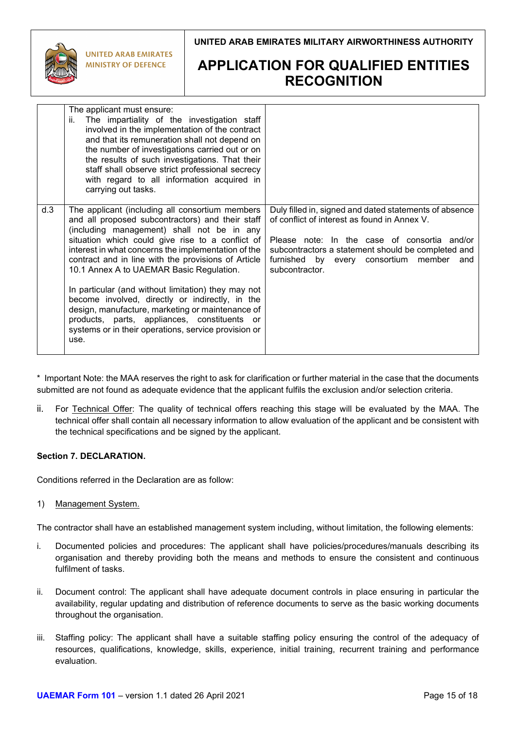| | | |
|---|---|---|
| | The applicant must ensure:<br>ii. The impartiality of the investigation staff involved in the implementation of the contract and that its remuneration shall not depend on the number of investigations carried out or on the results of such investigations. That their staff shall observe strict professional secrecy with regard to all information acquired in carrying out tasks. | |
| d.3 | The applicant (including all consortium members and all proposed subcontractors) and their staff (including management) shall not be in any situation which could give rise to a conflict of interest in what concerns the implementation of the contract and in line with the provisions of Article 10.1 Annex A to UAEMAR Basic Regulation.<br><br>In particular (and without limitation) they may not become involved, directly or indirectly, in the design, manufacture, marketing or maintenance of products, parts, appliances, constituents or systems or in their operations, service provision or use. | Duly filled in, signed and dated statements of absence of conflict of interest as found in Annex V.<br><br>Please note: In the case of consortia and/or subcontractors a statement should be completed and furnished by every consortium member and subcontractor. |

* Important Note: the MAA reserves the right to ask for clarification or further material in the case that the documents submitted are not found as adequate evidence that the applicant fulfils the exclusion and/or selection criteria.

ii. For Technical Offer: The quality of technical offers reaching this stage will be evaluated by the MAA. The technical offer shall contain all necessary information to allow evaluation of the applicant and be consistent with the technical specifications and be signed by the applicant.

**Section 7. DECLARATION.**

Conditions referred in the Declaration are as follow:

1) Management System.

The contractor shall have an established management system including, without limitation, the following elements:

i. Documented policies and procedures: The applicant shall have policies/procedures/manuals describing its organisation and thereby providing both the means and methods to ensure the consistent and continuous fulfilment of tasks.

ii. Document control: The applicant shall have adequate document controls in place ensuring in particular the availability, regular updating and distribution of reference documents to serve as the basic working documents throughout the organisation.

iii. Staffing policy: The applicant shall have a suitable staffing policy ensuring the control of the adequacy of resources, qualifications, knowledge, skills, experience, initial training, recurrent training and performance evaluation.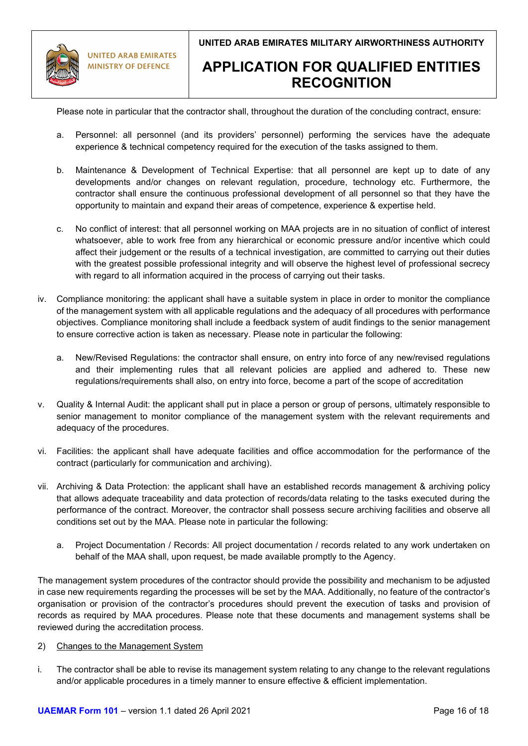Please note in particular that the contractor shall, throughout the duration of the concluding contract, ensure:

a. Personnel: all personnel (and its providers' personnel) performing the services have the adequate experience & technical competency required for the execution of the tasks assigned to them.

b. Maintenance & Development of Technical Expertise: that all personnel are kept up to date of any developments and/or changes on relevant regulation, procedure, technology etc. Furthermore, the contractor shall ensure the continuous professional development of all personnel so that they have the opportunity to maintain and expand their areas of competence, experience & expertise held.

c. No conflict of interest: that all personnel working on MAA projects are in no situation of conflict of interest whatsoever, able to work free from any hierarchical or economic pressure and/or incentive which could affect their judgement or the results of a technical investigation, are committed to carrying out their duties with the greatest possible professional integrity and will observe the highest level of professional secrecy with regard to all information acquired in the process of carrying out their tasks.

iv. Compliance monitoring: the applicant shall have a suitable system in place in order to monitor the compliance of the management system with all applicable regulations and the adequacy of all procedures with performance objectives. Compliance monitoring shall include a feedback system of audit findings to the senior management to ensure corrective action is taken as necessary. Please note in particular the following:

   a. New/Revised Regulations: the contractor shall ensure, on entry into force of any new/revised regulations and their implementing rules that all relevant policies are applied and adhered to. These new regulations/requirements shall also, on entry into force, become a part of the scope of accreditation

v. Quality & Internal Audit: the applicant shall put in place a person or group of persons, ultimately responsible to senior management to monitor compliance of the management system with the relevant requirements and adequacy of the procedures.

vi. Facilities: the applicant shall have adequate facilities and office accommodation for the performance of the contract (particularly for communication and archiving).

vii. Archiving & Data Protection: the applicant shall have an established records management & archiving policy that allows adequate traceability and data protection of records/data relating to the tasks executed during the performance of the contract. Moreover, the contractor shall possess secure archiving facilities and observe all conditions set out by the MAA. Please note in particular the following:

   a. Project Documentation / Records: All project documentation / records related to any work undertaken on behalf of the MAA shall, upon request, be made available promptly to the Agency.

The management system procedures of the contractor should provide the possibility and mechanism to be adjusted in case new requirements regarding the processes will be set by the MAA. Additionally, no feature of the contractor's organisation or provision of the contractor's procedures should prevent the execution of tasks and provision of records as required by MAA procedures. Please note that these documents and management systems shall be reviewed during the accreditation process.

2) <u>Changes to the Management System</u>

i. The contractor shall be able to revise its management system relating to any change to the relevant regulations and/or applicable procedures in a timely manner to ensure effective & efficient implementation.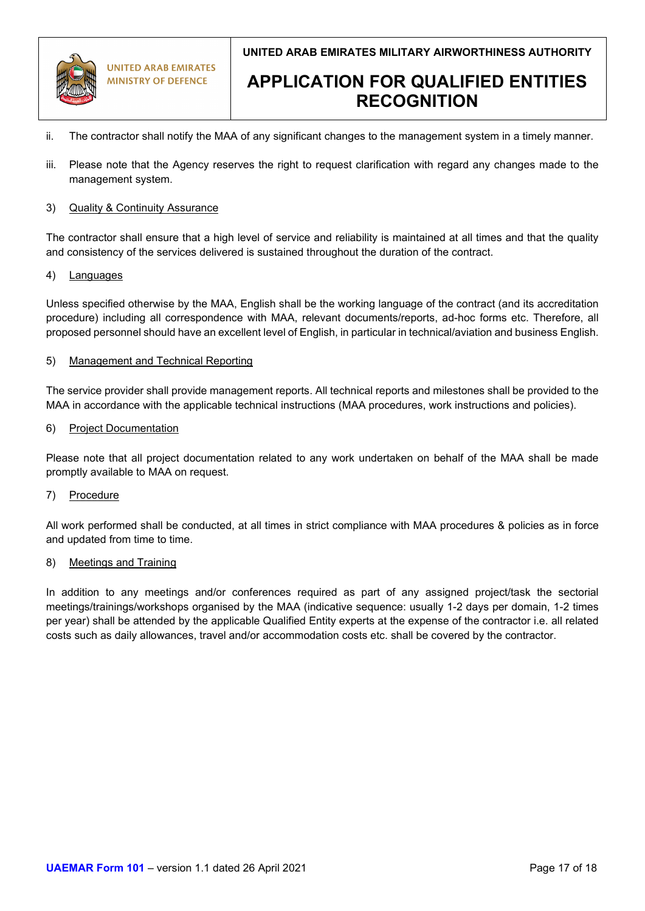ii. The contractor shall notify the MAA of any significant changes to the management system in a timely manner.

iii. Please note that the Agency reserves the right to request clarification with regard any changes made to the management system.

3) Quality & Continuity Assurance

The contractor shall ensure that a high level of service and reliability is maintained at all times and that the quality and consistency of the services delivered is sustained throughout the duration of the contract.

4) Languages

Unless specified otherwise by the MAA, English shall be the working language of the contract (and its accreditation procedure) including all correspondence with MAA, relevant documents/reports, ad-hoc forms etc. Therefore, all proposed personnel should have an excellent level of English, in particular in technical/aviation and business English.

5) Management and Technical Reporting

The service provider shall provide management reports. All technical reports and milestones shall be provided to the MAA in accordance with the applicable technical instructions (MAA procedures, work instructions and policies).

6) Project Documentation

Please note that all project documentation related to any work undertaken on behalf of the MAA shall be made promptly available to MAA on request.

7) Procedure

All work performed shall be conducted, at all times in strict compliance with MAA procedures & policies as in force and updated from time to time.

8) Meetings and Training

In addition to any meetings and/or conferences required as part of any assigned project/task the sectorial meetings/trainings/workshops organised by the MAA (indicative sequence: usually 1-2 days per domain, 1-2 times per year) shall be attended by the applicable Qualified Entity experts at the expense of the contractor i.e. all related costs such as daily allowances, travel and/or accommodation costs etc. shall be covered by the contractor.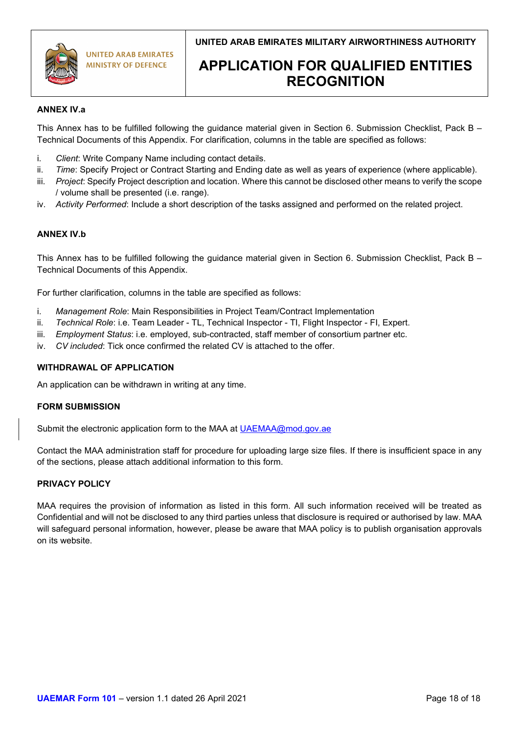### ANNEX IV.a

This Annex has to be fulfilled following the guidance material given in Section 6. Submission Checklist, Pack B – Technical Documents of this Appendix. For clarification, columns in the table are specified as follows:

i. *Client*: Write Company Name including contact details.
ii. *Time*: Specify Project or Contract Starting and Ending date as well as years of experience (where applicable).
iii. *Project*: Specify Project description and location. Where this cannot be disclosed other means to verify the scope / volume shall be presented (i.e. range).
iv. *Activity Performed*: Include a short description of the tasks assigned and performed on the related project.

### ANNEX IV.b

This Annex has to be fulfilled following the guidance material given in Section 6. Submission Checklist, Pack B – Technical Documents of this Appendix.

For further clarification, columns in the table are specified as follows:

i. *Management Role*: Main Responsibilities in Project Team/Contract Implementation
ii. *Technical Role*: i.e. Team Leader - TL, Technical Inspector - TI, Flight Inspector - FI, Expert.
iii. *Employment Status*: i.e. employed, sub-contracted, staff member of consortium partner etc.
iv. *CV included*: Tick once confirmed the related CV is attached to the offer.

### WITHDRAWAL OF APPLICATION

An application can be withdrawn in writing at any time.

### FORM SUBMISSION

Submit the electronic application form to the MAA at UAEMAA@mod.gov.ae

Contact the MAA administration staff for procedure for uploading large size files. If there is insufficient space in any of the sections, please attach additional information to this form.

### PRIVACY POLICY

MAA requires the provision of information as listed in this form. All such information received will be treated as Confidential and will not be disclosed to any third parties unless that disclosure is required or authorised by law. MAA will safeguard personal information, however, please be aware that MAA policy is to publish organisation approvals on its website.